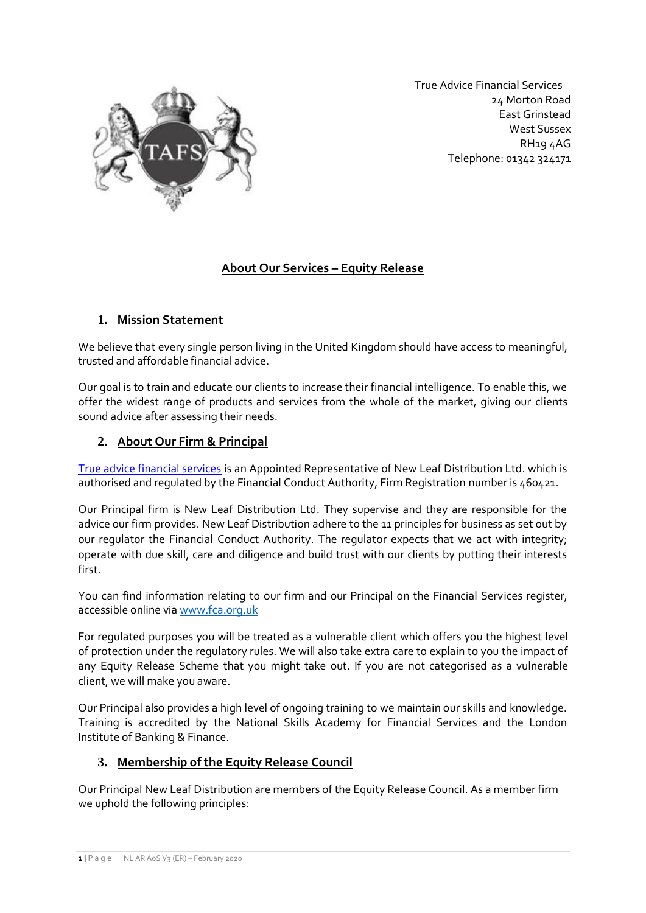True Advice Financial Services
24 Morton Road
East Grinstead
West Sussex
RH19 4AG
Telephone: 01342 324171

# About Our Services – Equity Release

## 1. Mission Statement

We believe that every single person living in the United Kingdom should have access to meaningful, trusted and affordable financial advice.

Our goal is to train and educate our clients to increase their financial intelligence. To enable this, we offer the widest range of products and services from the whole of the market, giving our clients sound advice after assessing their needs.

## 2. About Our Firm & Principal

True advice financial services is an Appointed Representative of New Leaf Distribution Ltd. which is authorised and regulated by the Financial Conduct Authority, Firm Registration number is 460421.

Our Principal firm is New Leaf Distribution Ltd. They supervise and they are responsible for the advice our firm provides. New Leaf Distribution adhere to the 11 principles for business as set out by our regulator the Financial Conduct Authority. The regulator expects that we act with integrity; operate with due skill, care and diligence and build trust with our clients by putting their interests first.

You can find information relating to our firm and our Principal on the Financial Services register, accessible online via www.fca.org.uk

For regulated purposes you will be treated as a vulnerable client which offers you the highest level of protection under the regulatory rules. We will also take extra care to explain to you the impact of any Equity Release Scheme that you might take out. If you are not categorised as a vulnerable client, we will make you aware.

Our Principal also provides a high level of ongoing training to we maintain our skills and knowledge. Training is accredited by the National Skills Academy for Financial Services and the London Institute of Banking & Finance.

## 3. Membership of the Equity Release Council

Our Principal New Leaf Distribution are members of the Equity Release Council. As a member firm we uphold the following principles: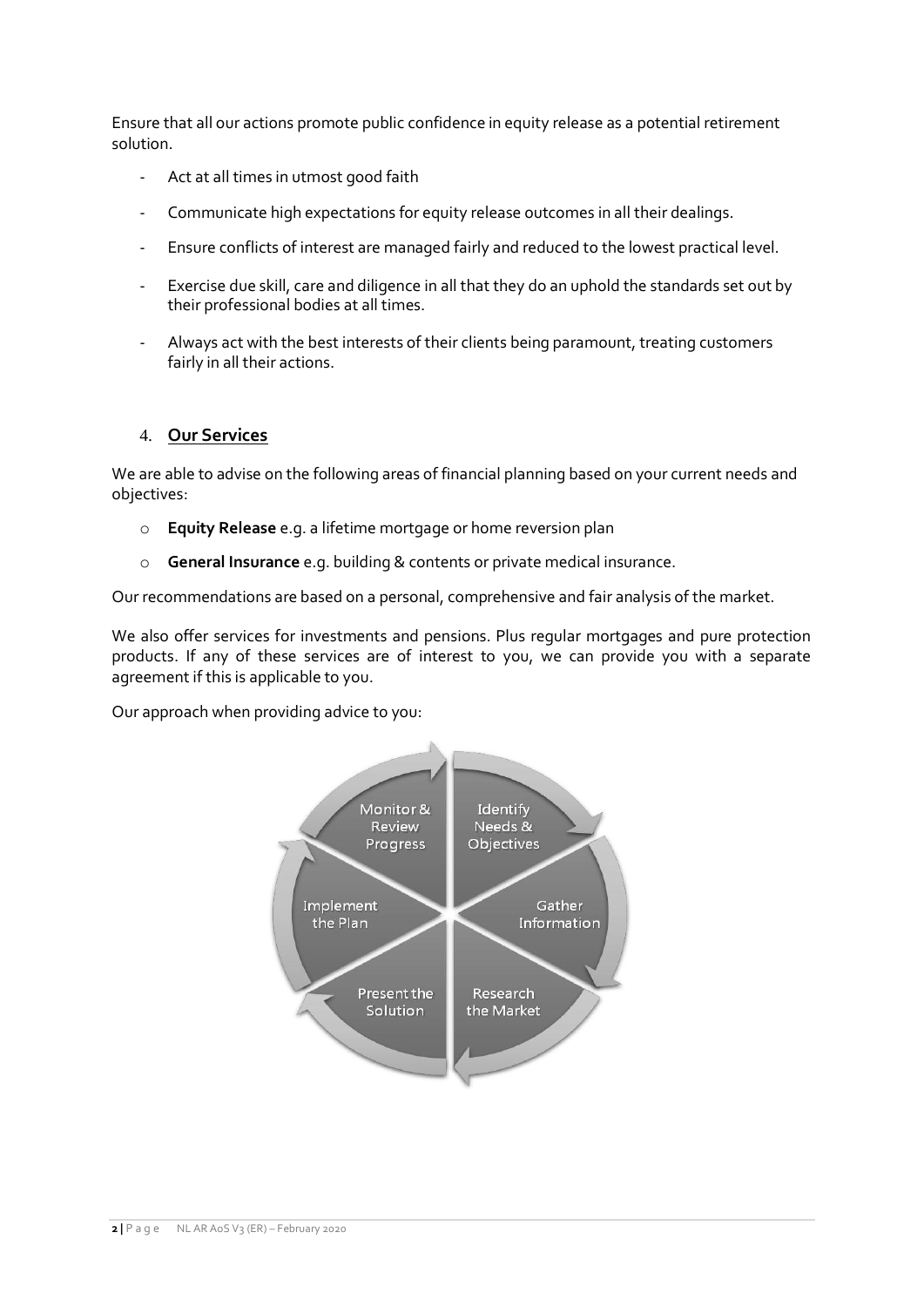Ensure that all our actions promote public confidence in equity release as a potential retirement solution.

- Act at all times in utmost good faith
- Communicate high expectations for equity release outcomes in all their dealings.
- Ensure conflicts of interest are managed fairly and reduced to the lowest practical level.
- Exercise due skill, care and diligence in all that they do an uphold the standards set out by their professional bodies at all times.
- Always act with the best interests of their clients being paramount, treating customers fairly in all their actions.

## 4. **Our Services**

We are able to advise on the following areas of financial planning based on your current needs and objectives:

- **Equity Release** e.g. a lifetime mortgage or home reversion plan
- **General Insurance** e.g. building & contents or private medical insurance.

Our recommendations are based on a personal, comprehensive and fair analysis of the market.

We also offer services for investments and pensions. Plus regular mortgages and pure protection products. If any of these services are of interest to you, we can provide you with a separate agreement if this is applicable to you.

Our approach when providing advice to you:

Identify Needs & Objectives → Gather Information → Research the Market → Present the Solution → Implement the Plan → Monitor & Review Progress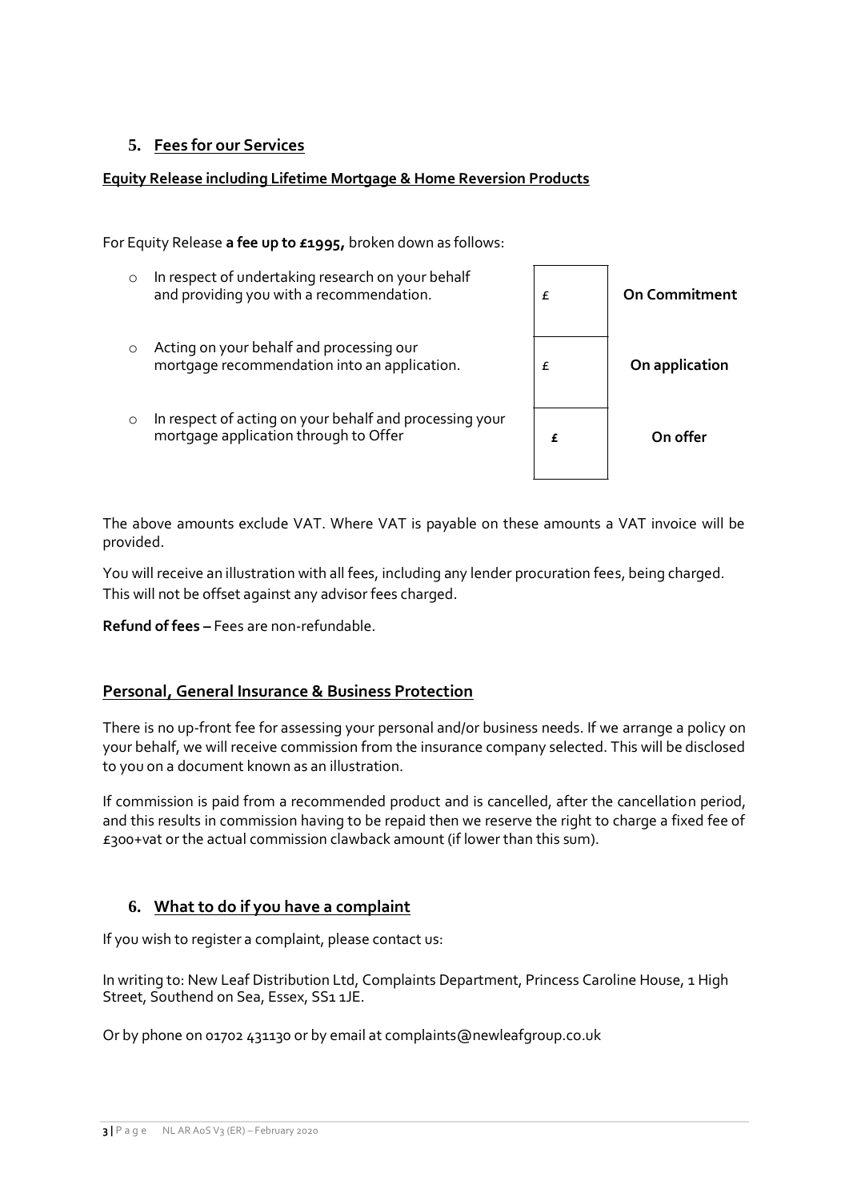## 5. Fees for our Services

### Equity Release including Lifetime Mortgage & Home Reversion Products

For Equity Release **a fee up to £1995,** broken down as follows:

| | | |
|---|---|---|
| In respect of undertaking research on your behalf and providing you with a recommendation. | £ | **On Commitment** |
| Acting on your behalf and processing our mortgage recommendation into an application. | £ | **On application** |
| In respect of acting on your behalf and processing your mortgage application through to Offer | £ | **On offer** |

The above amounts exclude VAT. Where VAT is payable on these amounts a VAT invoice will be provided.

You will receive an illustration with all fees, including any lender procuration fees, being charged. This will not be offset against any advisor fees charged.

**Refund of fees –** Fees are non-refundable.

### Personal, General Insurance & Business Protection

There is no up-front fee for assessing your personal and/or business needs. If we arrange a policy on your behalf, we will receive commission from the insurance company selected. This will be disclosed to you on a document known as an illustration.

If commission is paid from a recommended product and is cancelled, after the cancellation period, and this results in commission having to be repaid then we reserve the right to charge a fixed fee of £300+vat or the actual commission clawback amount (if lower than this sum).

## 6. What to do if you have a complaint

If you wish to register a complaint, please contact us:

In writing to: New Leaf Distribution Ltd, Complaints Department, Princess Caroline House, 1 High Street, Southend on Sea, Essex, SS1 1JE.

Or by phone on 01702 431130 or by email at complaints@newleafgroup.co.uk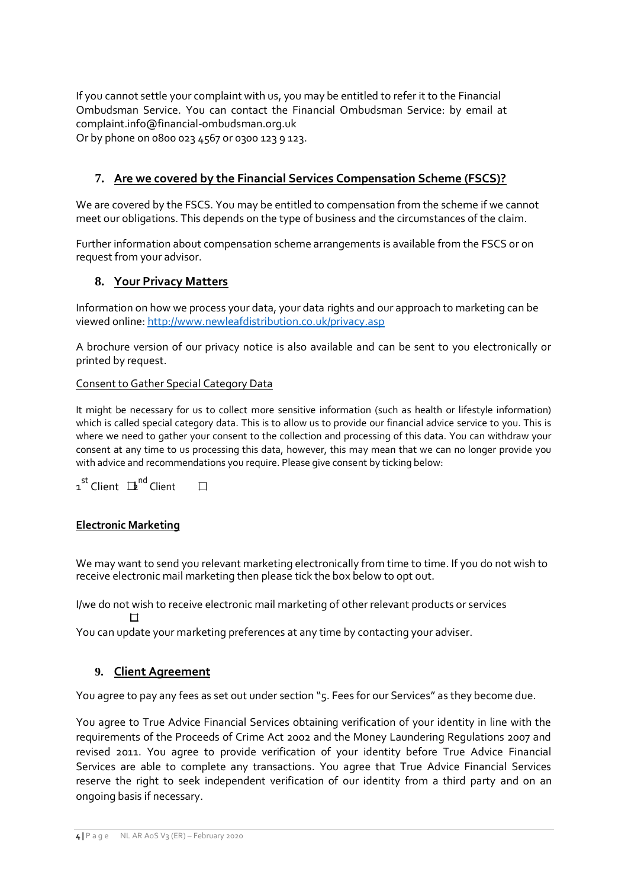If you cannot settle your complaint with us, you may be entitled to refer it to the Financial Ombudsman Service. You can contact the Financial Ombudsman Service: by email at complaint.info@financial-ombudsman.org.uk
Or by phone on 0800 023 4567 or 0300 123 9 123.

## 7. Are we covered by the Financial Services Compensation Scheme (FSCS)?

We are covered by the FSCS. You may be entitled to compensation from the scheme if we cannot meet our obligations. This depends on the type of business and the circumstances of the claim.

Further information about compensation scheme arrangements is available from the FSCS or on request from your advisor.

## 8. Your Privacy Matters

Information on how we process your data, your data rights and our approach to marketing can be viewed online: http://www.newleafdistribution.co.uk/privacy.asp

A brochure version of our privacy notice is also available and can be sent to you electronically or printed by request.

Consent to Gather Special Category Data

It might be necessary for us to collect more sensitive information (such as health or lifestyle information) which is called special category data. This is to allow us to provide our financial advice service to you. This is where we need to gather your consent to the collection and processing of this data. You can withdraw your consent at any time to us processing this data, however, this may mean that we can no longer provide you with advice and recommendations you require. Please give consent by ticking below:

1st Client ☐ 2nd Client ☐

**Electronic Marketing**

We may want to send you relevant marketing electronically from time to time. If you do not wish to receive electronic mail marketing then please tick the box below to opt out.

I/we do not wish to receive electronic mail marketing of other relevant products or services
☐

You can update your marketing preferences at any time by contacting your adviser.

## 9. Client Agreement

You agree to pay any fees as set out under section "5. Fees for our Services" as they become due.

You agree to True Advice Financial Services obtaining verification of your identity in line with the requirements of the Proceeds of Crime Act 2002 and the Money Laundering Regulations 2007 and revised 2011. You agree to provide verification of your identity before True Advice Financial Services are able to complete any transactions. You agree that True Advice Financial Services reserve the right to seek independent verification of our identity from a third party and on an ongoing basis if necessary.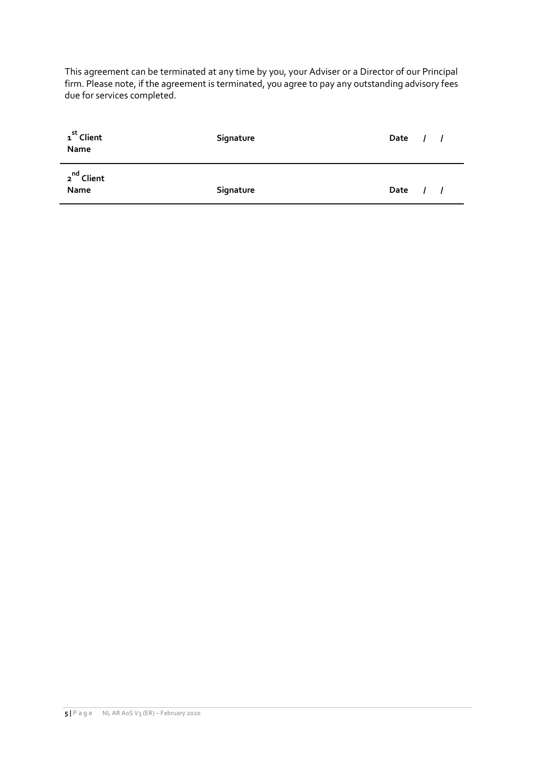This agreement can be terminated at any time by you, your Adviser or a Director of our Principal firm. Please note, if the agreement is terminated, you agree to pay any outstanding advisory fees due for services completed.

| | | |
|---|---|---|
| **1st Client Name** | **Signature** | **Date / /** |
| **2nd Client Name** | **Signature** | **Date / /** |